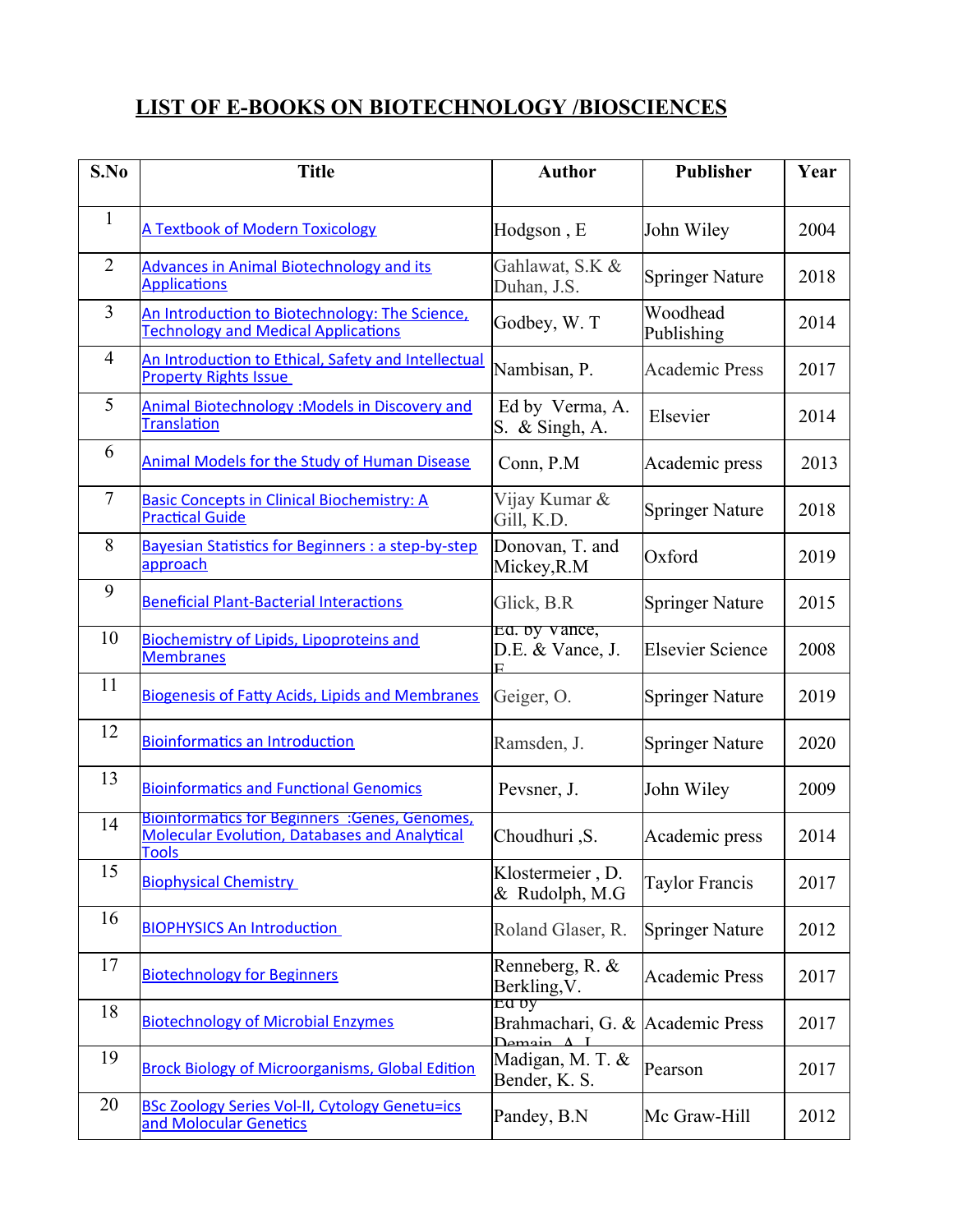# LIST OF E-BOOKS ON BIOTECHNOLOGY /BIOSCIENCES

| S.No | Title | Author | Publisher | Year |
|---|---|---|---|---|
| 1 | A Textbook of Modern Toxicology | Hodgson , E | John Wiley | 2004 |
| 2 | Advances in Animal Biotechnology and its Applications | Gahlawat, S.K & Duhan, J.S. | Springer Nature | 2018 |
| 3 | An Introduction to Biotechnology: The Science, Technology and Medical Applications | Godbey, W. T | Woodhead Publishing | 2014 |
| 4 | An Introduction to Ethical, Safety and Intellectual Property Rights Issue | Nambisan, P. | Academic Press | 2017 |
| 5 | Animal Biotechnology :Models in Discovery and Translation | Ed by Verma, A. S. & Singh, A. | Elsevier | 2014 |
| 6 | Animal Models for the Study of Human Disease | Conn, P.M | Academic press | 2013 |
| 7 | Basic Concepts in Clinical Biochemistry: A Practical Guide | Vijay Kumar & Gill, K.D. | Springer Nature | 2018 |
| 8 | Bayesian Statistics for Beginners : a step-by-step approach | Donovan, T. and Mickey,R.M | Oxford | 2019 |
| 9 | Beneficial Plant-Bacterial Interactions | Glick, B.R | Springer Nature | 2015 |
| 10 | Biochemistry of Lipids, Lipoproteins and Membranes | Ed. by Vance, D.E. & Vance, J. E | Elsevier Science | 2008 |
| 11 | Biogenesis of Fatty Acids, Lipids and Membranes | Geiger, O. | Springer Nature | 2019 |
| 12 | Bioinformatics an Introduction | Ramsden, J. | Springer Nature | 2020 |
| 13 | Bioinformatics and Functional Genomics | Pevsner, J. | John Wiley | 2009 |
| 14 | Bioinformatics for Beginners :Genes, Genomes, Molecular Evolution, Databases and Analytical Tools | Choudhuri ,S. | Academic press | 2014 |
| 15 | Biophysical Chemistry | Klostermeier , D. & Rudolph, M.G | Taylor Francis | 2017 |
| 16 | BIOPHYSICS An Introduction | Roland Glaser, R. | Springer Nature | 2012 |
| 17 | Biotechnology for Beginners | Renneberg, R. & Berkling,V. | Academic Press | 2017 |
| 18 | Biotechnology of Microbial Enzymes | Ed by Brahmachari, G. & Demain, A. L | Academic Press | 2017 |
| 19 | Brock Biology of Microorganisms, Global Edition | Madigan, M. T. & Bender, K. S. | Pearson | 2017 |
| 20 | BSc Zoology Series Vol-II, Cytology Genetu=ics and Molocular Genetics | Pandey, B.N | Mc Graw-Hill | 2012 |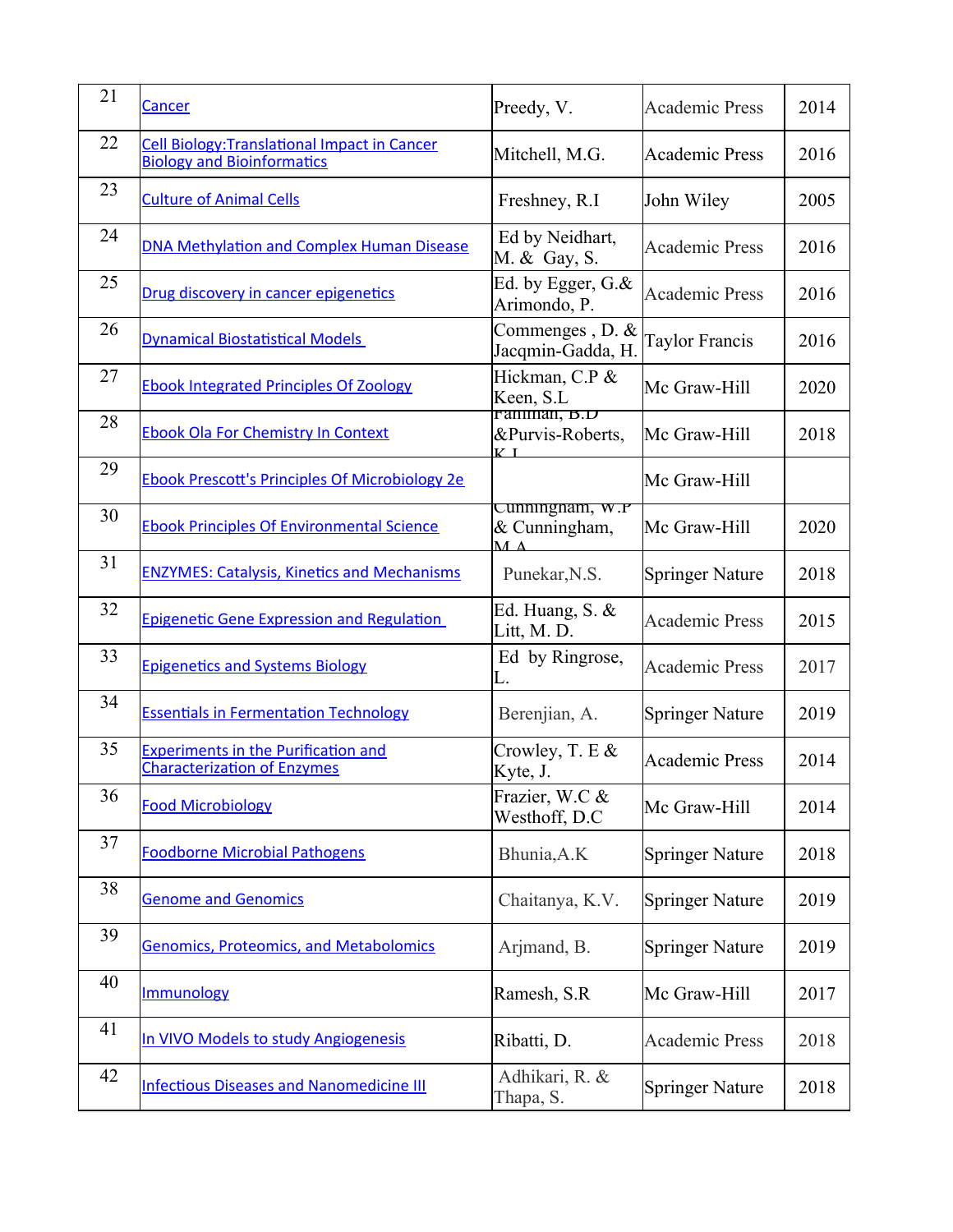| 21 | Cancer | Preedy, V. | Academic Press | 2014 |
|---|---|---|---|---|
| 22 | Cell Biology:Translational Impact in Cancer Biology and Bioinformatics | Mitchell, M.G. | Academic Press | 2016 |
| 23 | Culture of Animal Cells | Freshney, R.I | John Wiley | 2005 |
| 24 | DNA Methylation and Complex Human Disease | Ed by Neidhart, M. & Gay, S. | Academic Press | 2016 |
| 25 | Drug discovery in cancer epigenetics | Ed. by Egger, G.& Arimondo, P. | Academic Press | 2016 |
| 26 | Dynamical Biostatistical Models | Commenges , D. & Jacqmin-Gadda, H. | Taylor Francis | 2016 |
| 27 | Ebook Integrated Principles Of Zoology | Hickman, C.P & Keen, S.L | Mc Graw-Hill | 2020 |
| 28 | Ebook Ola For Chemistry In Context | Fahlman, B.D &Purvis-Roberts, K.L | Mc Graw-Hill | 2018 |
| 29 | Ebook Prescott's Principles Of Microbiology 2e | | Mc Graw-Hill | |
| 30 | Ebook Principles Of Environmental Science | Cunningham, W.P & Cunningham, M.A | Mc Graw-Hill | 2020 |
| 31 | ENZYMES: Catalysis, Kinetics and Mechanisms | Punekar,N.S. | Springer Nature | 2018 |
| 32 | Epigenetic Gene Expression and Regulation | Ed. Huang, S. & Litt, M. D. | Academic Press | 2015 |
| 33 | Epigenetics and Systems Biology | Ed by Ringrose, L. | Academic Press | 2017 |
| 34 | Essentials in Fermentation Technology | Berenjian, A. | Springer Nature | 2019 |
| 35 | Experiments in the Purification and Characterization of Enzymes | Crowley, T. E & Kyte, J. | Academic Press | 2014 |
| 36 | Food Microbiology | Frazier, W.C & Westhoff, D.C | Mc Graw-Hill | 2014 |
| 37 | Foodborne Microbial Pathogens | Bhunia,A.K | Springer Nature | 2018 |
| 38 | Genome and Genomics | Chaitanya, K.V. | Springer Nature | 2019 |
| 39 | Genomics, Proteomics, and Metabolomics | Arjmand, B. | Springer Nature | 2019 |
| 40 | Immunology | Ramesh, S.R | Mc Graw-Hill | 2017 |
| 41 | In VIVO Models to study Angiogenesis | Ribatti, D. | Academic Press | 2018 |
| 42 | Infectious Diseases and Nanomedicine III | Adhikari, R. & Thapa, S. | Springer Nature | 2018 |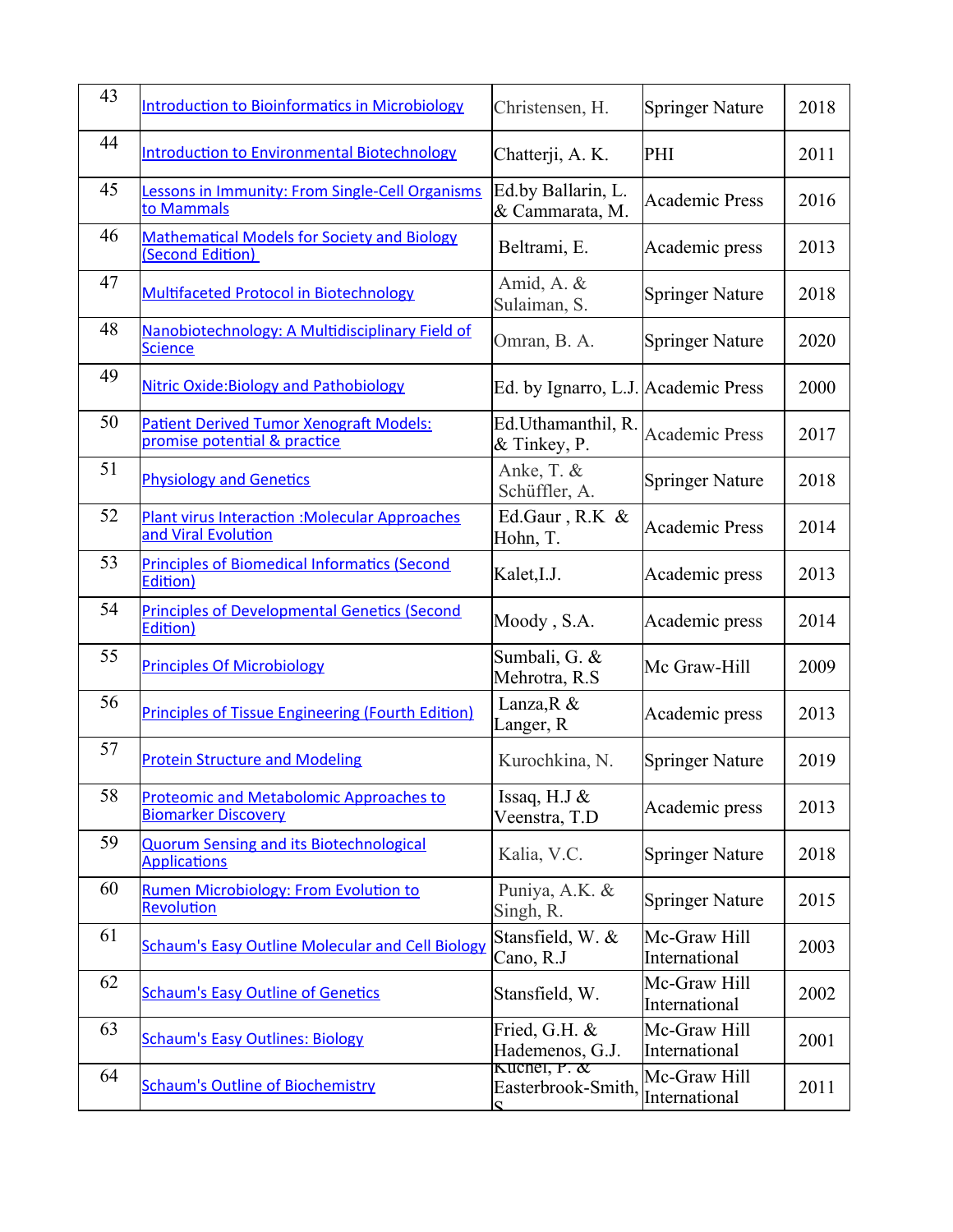| 43 | Introduction to Bioinformatics in Microbiology | Christensen, H. | Springer Nature | 2018 |
|---|---|---|---|---|
| 44 | Introduction to Environmental Biotechnology | Chatterji, A. K. | PHI | 2011 |
| 45 | Lessons in Immunity: From Single-Cell Organisms to Mammals | Ed.by Ballarin, L. & Cammarata, M. | Academic Press | 2016 |
| 46 | Mathematical Models for Society and Biology (Second Edition) | Beltrami, E. | Academic press | 2013 |
| 47 | Multifaceted Protocol in Biotechnology | Amid, A. & Sulaiman, S. | Springer Nature | 2018 |
| 48 | Nanobiotechnology: A Multidisciplinary Field of Science | Omran, B. A. | Springer Nature | 2020 |
| 49 | Nitric Oxide:Biology and Pathobiology | Ed. by Ignarro, L.J. | Academic Press | 2000 |
| 50 | Patient Derived Tumor Xenograft Models: promise potential & practice | Ed.Uthamanthil, R. & Tinkey, P. | Academic Press | 2017 |
| 51 | Physiology and Genetics | Anke, T. & Schüffler, A. | Springer Nature | 2018 |
| 52 | Plant virus Interaction :Molecular Approaches and Viral Evolution | Ed.Gaur , R.K & Hohn, T. | Academic Press | 2014 |
| 53 | Principles of Biomedical Informatics (Second Edition) | Kalet,I.J. | Academic press | 2013 |
| 54 | Principles of Developmental Genetics (Second Edition) | Moody , S.A. | Academic press | 2014 |
| 55 | Principles Of Microbiology | Sumbali, G. & Mehrotra, R.S | Mc Graw-Hill | 2009 |
| 56 | Principles of Tissue Engineering (Fourth Edition) | Lanza,R & Langer, R | Academic press | 2013 |
| 57 | Protein Structure and Modeling | Kurochkina, N. | Springer Nature | 2019 |
| 58 | Proteomic and Metabolomic Approaches to Biomarker Discovery | Issaq, H.J & Veenstra, T.D | Academic press | 2013 |
| 59 | Quorum Sensing and its Biotechnological Applications | Kalia, V.C. | Springer Nature | 2018 |
| 60 | Rumen Microbiology: From Evolution to Revolution | Puniya, A.K. & Singh, R. | Springer Nature | 2015 |
| 61 | Schaum's Easy Outline Molecular and Cell Biology | Stansfield, W. & Cano, R.J | Mc-Graw Hill International | 2003 |
| 62 | Schaum's Easy Outline of Genetics | Stansfield, W. | Mc-Graw Hill International | 2002 |
| 63 | Schaum's Easy Outlines: Biology | Fried, G.H. & Hademenos, G.J. | Mc-Graw Hill International | 2001 |
| 64 | Schaum's Outline of Biochemistry | Kuchel, P. & Easterbrook-Smith, S | Mc-Graw Hill International | 2011 |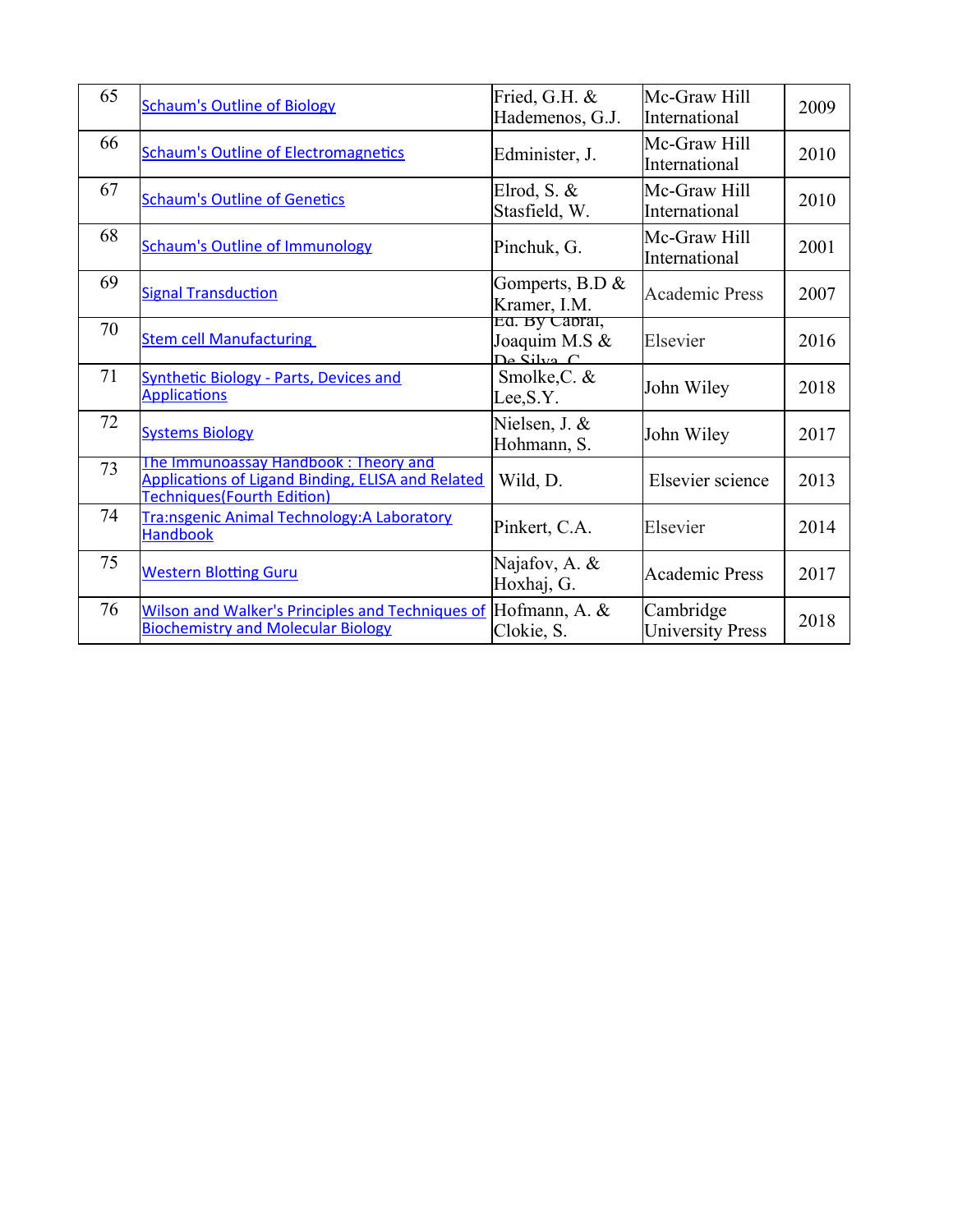| | | | | |
|---|---|---|---|---|
| 65 | Schaum's Outline of Biology | Fried, G.H. & Hademenos, G.J. | Mc-Graw Hill International | 2009 |
| 66 | Schaum's Outline of Electromagnetics | Edminister, J. | Mc-Graw Hill International | 2010 |
| 67 | Schaum's Outline of Genetics | Elrod, S. & Stasfield, W. | Mc-Graw Hill International | 2010 |
| 68 | Schaum's Outline of Immunology | Pinchuk, G. | Mc-Graw Hill International | 2001 |
| 69 | Signal Transduction | Gomperts, B.D & Kramer, I.M. | Academic Press | 2007 |
| 70 | Stem cell Manufacturing | Ed. By Cabral, Joaquim M.S & De Silva, C. | Elsevier | 2016 |
| 71 | Synthetic Biology - Parts, Devices and Applications | Smolke,C. & Lee,S.Y. | John Wiley | 2018 |
| 72 | Systems Biology | Nielsen, J. & Hohmann, S. | John Wiley | 2017 |
| 73 | The Immunoassay Handbook : Theory and Applications of Ligand Binding, ELISA and Related Techniques(Fourth Edition) | Wild, D. | Elsevier science | 2013 |
| 74 | Tra:nsgenic Animal Technology:A Laboratory Handbook | Pinkert, C.A. | Elsevier | 2014 |
| 75 | Western Blotting Guru | Najafov, A. & Hoxhaj, G. | Academic Press | 2017 |
| 76 | Wilson and Walker's Principles and Techniques of Biochemistry and Molecular Biology | Hofmann, A. & Clokie, S. | Cambridge University Press | 2018 |